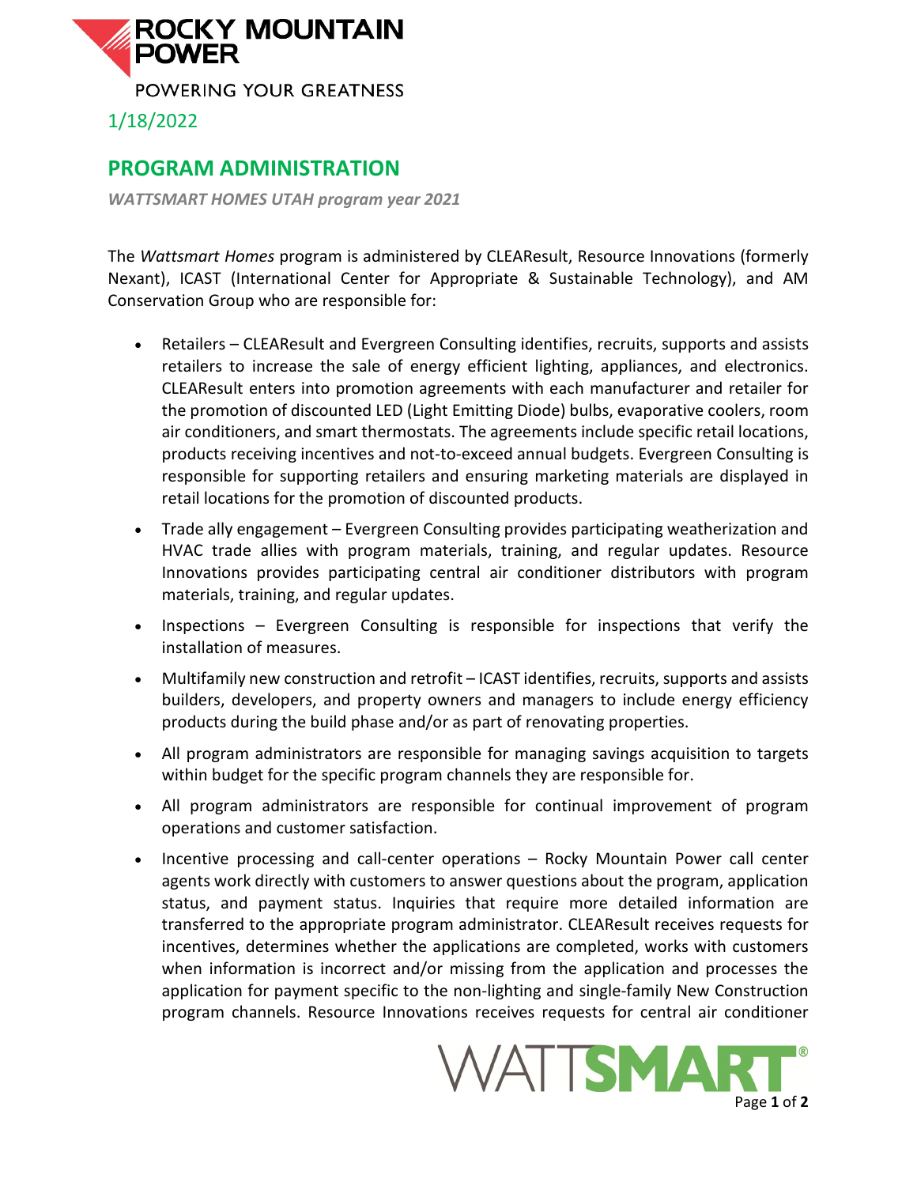ROCKY MOUNTAIN POWER

POWERING YOUR GREATNESS

1/18/2022

## PROGRAM ADMINISTRATION

***WATTSMART HOMES UTAH program year 2021***

The *Wattsmart Homes* program is administered by CLEAResult, Resource Innovations (formerly Nexant), ICAST (International Center for Appropriate & Sustainable Technology), and AM Conservation Group who are responsible for:

- Retailers – CLEAResult and Evergreen Consulting identifies, recruits, supports and assists retailers to increase the sale of energy efficient lighting, appliances, and electronics. CLEAResult enters into promotion agreements with each manufacturer and retailer for the promotion of discounted LED (Light Emitting Diode) bulbs, evaporative coolers, room air conditioners, and smart thermostats. The agreements include specific retail locations, products receiving incentives and not-to-exceed annual budgets. Evergreen Consulting is responsible for supporting retailers and ensuring marketing materials are displayed in retail locations for the promotion of discounted products.
- Trade ally engagement – Evergreen Consulting provides participating weatherization and HVAC trade allies with program materials, training, and regular updates. Resource Innovations provides participating central air conditioner distributors with program materials, training, and regular updates.
- Inspections – Evergreen Consulting is responsible for inspections that verify the installation of measures.
- Multifamily new construction and retrofit – ICAST identifies, recruits, supports and assists builders, developers, and property owners and managers to include energy efficiency products during the build phase and/or as part of renovating properties.
- All program administrators are responsible for managing savings acquisition to targets within budget for the specific program channels they are responsible for.
- All program administrators are responsible for continual improvement of program operations and customer satisfaction.
- Incentive processing and call-center operations – Rocky Mountain Power call center agents work directly with customers to answer questions about the program, application status, and payment status. Inquiries that require more detailed information are transferred to the appropriate program administrator. CLEAResult receives requests for incentives, determines whether the applications are completed, works with customers when information is incorrect and/or missing from the application and processes the application for payment specific to the non-lighting and single-family New Construction program channels. Resource Innovations receives requests for central air conditioner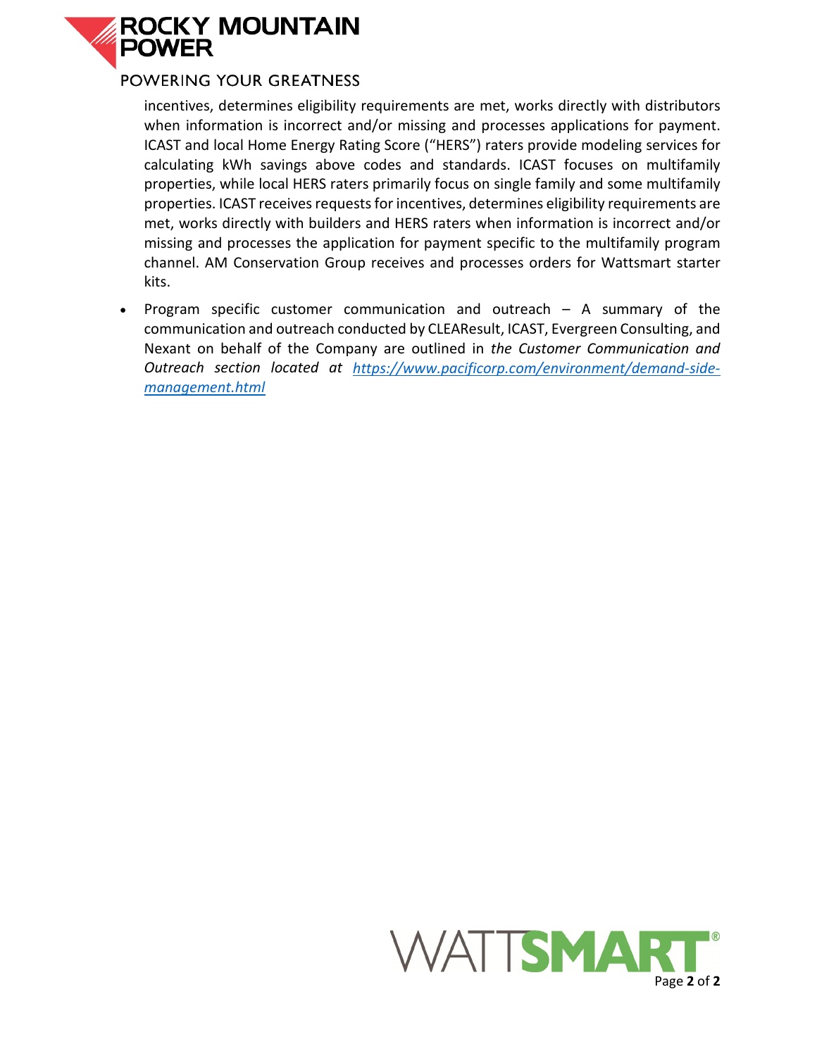incentives, determines eligibility requirements are met, works directly with distributors when information is incorrect and/or missing and processes applications for payment. ICAST and local Home Energy Rating Score ("HERS") raters provide modeling services for calculating kWh savings above codes and standards. ICAST focuses on multifamily properties, while local HERS raters primarily focus on single family and some multifamily properties. ICAST receives requests for incentives, determines eligibility requirements are met, works directly with builders and HERS raters when information is incorrect and/or missing and processes the application for payment specific to the multifamily program channel. AM Conservation Group receives and processes orders for Wattsmart starter kits.

- Program specific customer communication and outreach – A summary of the communication and outreach conducted by CLEAResult, ICAST, Evergreen Consulting, and Nexant on behalf of the Company are outlined in *the Customer Communication and Outreach section located at* [https://www.pacificorp.com/environment/demand-side-management.html](https://www.pacificorp.com/environment/demand-side-management.html)